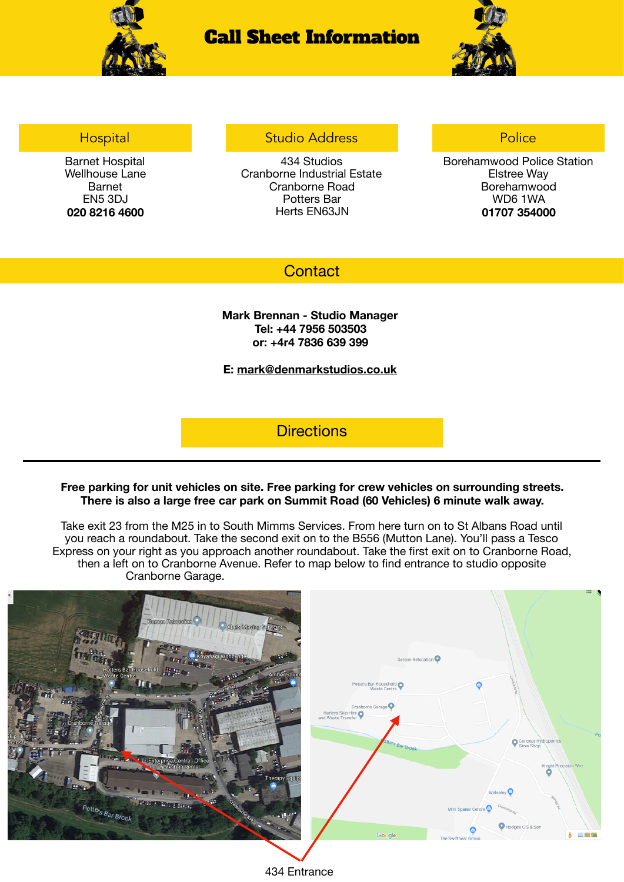# Call Sheet Information

## Hospital

Barnet Hospital
Wellhouse Lane
Barnet
EN5 3DJ
**020 8216 4600**

## Studio Address

434 Studios
Cranborne Industrial Estate
Cranborne Road
Potters Bar
Herts EN63JN

## Police

Borehamwood Police Station
Elstree Way
Borehamwood
WD6 1WA
**01707 354000**

## Contact

**Mark Brennan - Studio Manager**
**Tel: +44 7956 503503**
**or: +4r4 7836 639 399**

**E: mark@denmarkstudios.co.uk**

## Directions

**Free parking for unit vehicles on site. Free parking for crew vehicles on surrounding streets. There is also a large free car park on Summit Road (60 Vehicles) 6 minute walk away.**

Take exit 23 from the M25 in to South Mimms Services. From here turn on to St Albans Road until you reach a roundabout. Take the second exit on to the B556 (Mutton Lane). You'll pass a Tesco Express on your right as you approach another roundabout. Take the first exit on to Cranborne Road, then a left on to Cranborne Avenue. Refer to map below to find entrance to studio opposite Cranborne Garage.

434 Entrance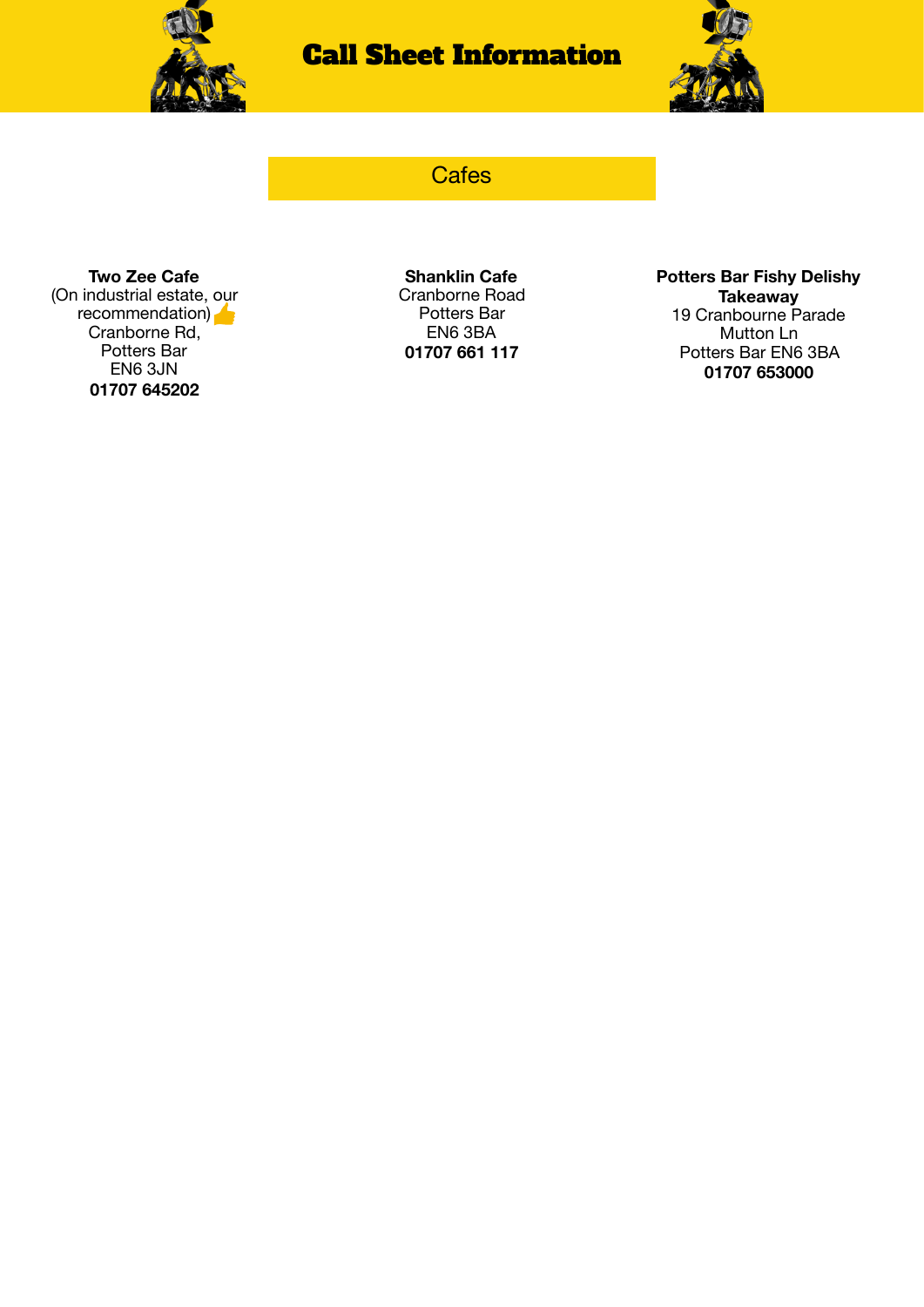# Call Sheet Information

## Cafes

**Two Zee Cafe**
(On industrial estate, our recommendation)👍
Cranborne Rd,
Potters Bar
EN6 3JN
**01707 645202**

**Shanklin Cafe**
Cranborne Road
Potters Bar
EN6 3BA
**01707 661 117**

**Potters Bar Fishy Delishy Takeaway**
19 Cranbourne Parade
Mutton Ln
Potters Bar EN6 3BA
**01707 653000**